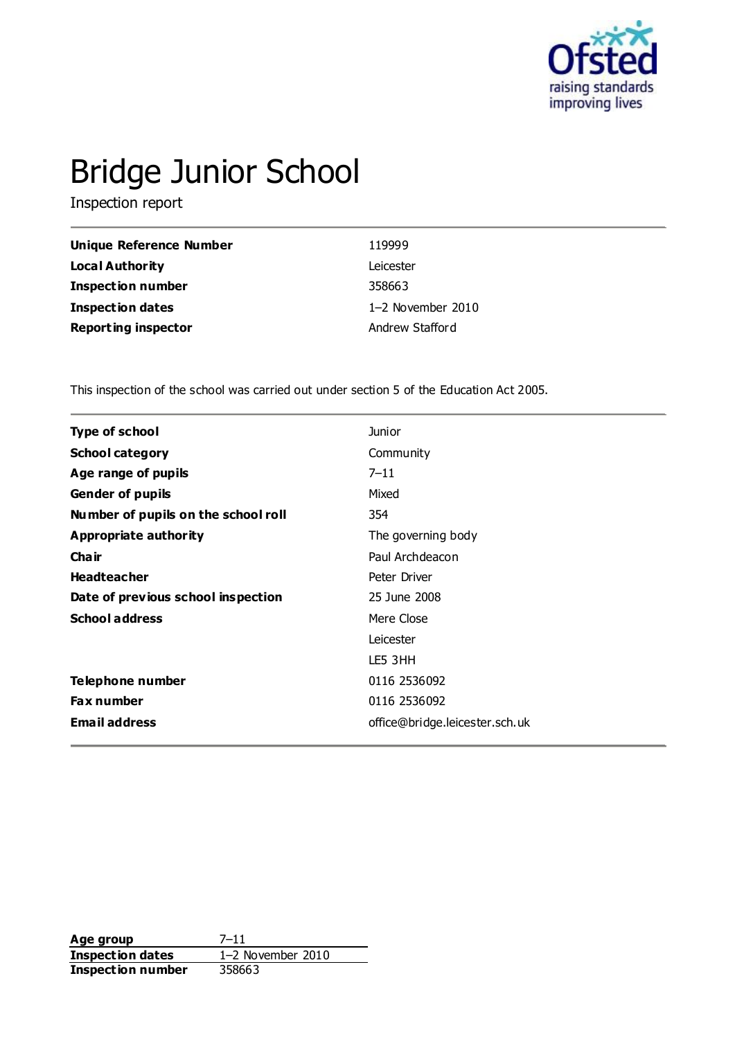# Bridge Junior School

Inspection report

| | |
|---|---|
| **Unique Reference Number** | 119999 |
| **Local Authority** | Leicester |
| **Inspection number** | 358663 |
| **Inspection dates** | 1–2 November 2010 |
| **Reporting inspector** | Andrew Stafford |

This inspection of the school was carried out under section 5 of the Education Act 2005.

| | |
|---|---|
| **Type of school** | Junior |
| **School category** | Community |
| **Age range of pupils** | 7–11 |
| **Gender of pupils** | Mixed |
| **Number of pupils on the school roll** | 354 |
| **Appropriate authority** | The governing body |
| **Chair** | Paul Archdeacon |
| **Headteacher** | Peter Driver |
| **Date of previous school inspection** | 25 June 2008 |
| **School address** | Mere Close<br>Leicester<br>LE5 3HH |
| **Telephone number** | 0116 2536092 |
| **Fax number** | 0116 2536092 |
| **Email address** | office@bridge.leicester.sch.uk |

| | |
|---|---|
| **Age group** | 7–11 |
| **Inspection dates** | 1–2 November 2010 |
| **Inspection number** | 358663 |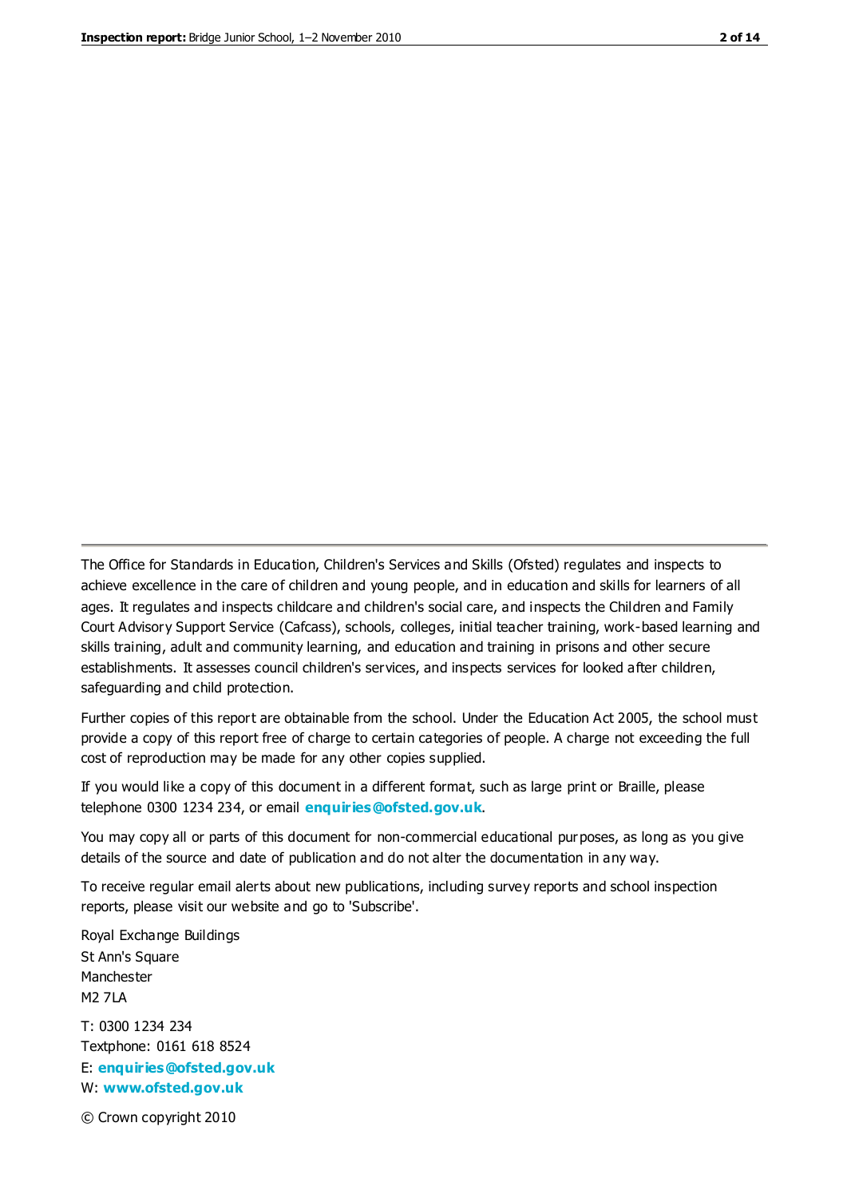The Office for Standards in Education, Children's Services and Skills (Ofsted) regulates and inspects to achieve excellence in the care of children and young people, and in education and skills for learners of all ages. It regulates and inspects childcare and children's social care, and inspects the Children and Family Court Advisory Support Service (Cafcass), schools, colleges, initial teacher training, work-based learning and skills training, adult and community learning, and education and training in prisons and other secure establishments. It assesses council children's services, and inspects services for looked after children, safeguarding and child protection.

Further copies of this report are obtainable from the school. Under the Education Act 2005, the school must provide a copy of this report free of charge to certain categories of people. A charge not exceeding the full cost of reproduction may be made for any other copies supplied.

If you would like a copy of this document in a different format, such as large print or Braille, please telephone 0300 1234 234, or email **enquiries@ofsted.gov.uk**.

You may copy all or parts of this document for non-commercial educational purposes, as long as you give details of the source and date of publication and do not alter the documentation in any way.

To receive regular email alerts about new publications, including survey reports and school inspection reports, please visit our website and go to 'Subscribe'.

Royal Exchange Buildings
St Ann's Square
Manchester
M2 7LA

T: 0300 1234 234
Textphone: 0161 618 8524
E: **enquiries@ofsted.gov.uk**
W: **www.ofsted.gov.uk**

© Crown copyright 2010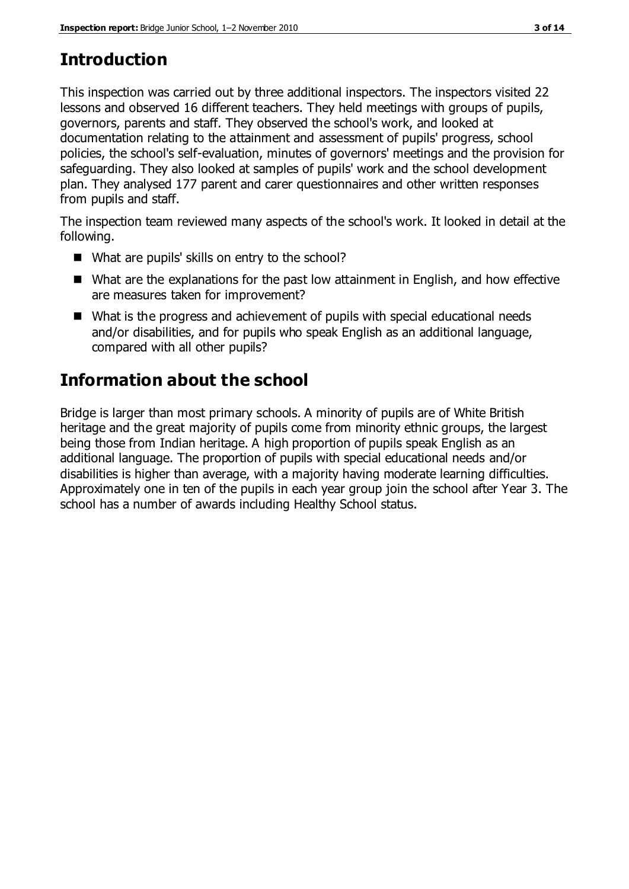## Introduction

This inspection was carried out by three additional inspectors. The inspectors visited 22 lessons and observed 16 different teachers. They held meetings with groups of pupils, governors, parents and staff. They observed the school's work, and looked at documentation relating to the attainment and assessment of pupils' progress, school policies, the school's self-evaluation, minutes of governors' meetings and the provision for safeguarding. They also looked at samples of pupils' work and the school development plan. They analysed 177 parent and carer questionnaires and other written responses from pupils and staff.

The inspection team reviewed many aspects of the school's work. It looked in detail at the following.

- What are pupils' skills on entry to the school?
- What are the explanations for the past low attainment in English, and how effective are measures taken for improvement?
- What is the progress and achievement of pupils with special educational needs and/or disabilities, and for pupils who speak English as an additional language, compared with all other pupils?

## Information about the school

Bridge is larger than most primary schools. A minority of pupils are of White British heritage and the great majority of pupils come from minority ethnic groups, the largest being those from Indian heritage. A high proportion of pupils speak English as an additional language. The proportion of pupils with special educational needs and/or disabilities is higher than average, with a majority having moderate learning difficulties. Approximately one in ten of the pupils in each year group join the school after Year 3. The school has a number of awards including Healthy School status.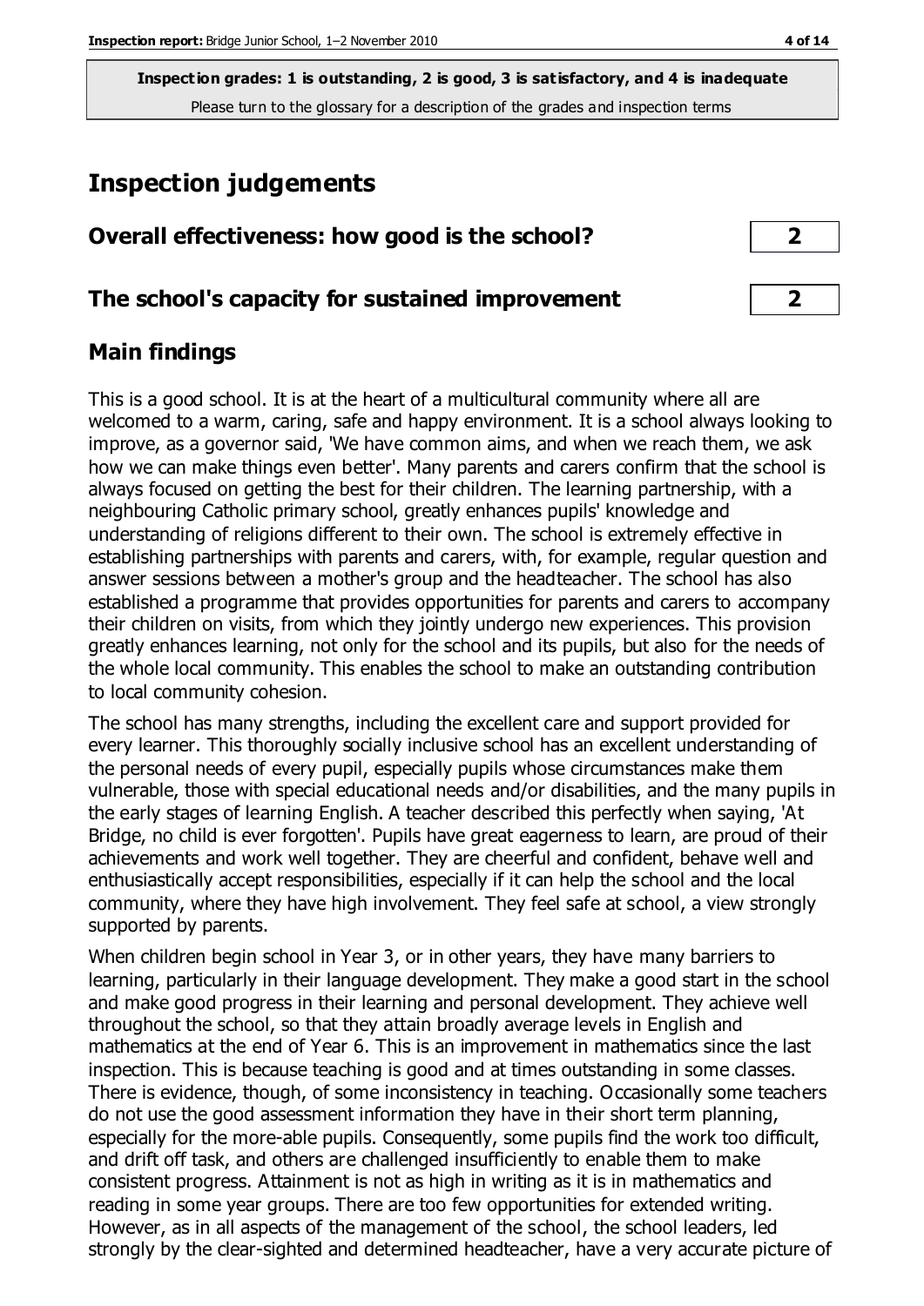**Inspection grades: 1 is outstanding, 2 is good, 3 is satisfactory, and 4 is inadequate**

Please turn to the glossary for a description of the grades and inspection terms

# Inspection judgements

| | |
|---|---|
| **Overall effectiveness: how good is the school?** | **2** |
| **The school's capacity for sustained improvement** | **2** |

## Main findings

This is a good school. It is at the heart of a multicultural community where all are welcomed to a warm, caring, safe and happy environment. It is a school always looking to improve, as a governor said, 'We have common aims, and when we reach them, we ask how we can make things even better'. Many parents and carers confirm that the school is always focused on getting the best for their children. The learning partnership, with a neighbouring Catholic primary school, greatly enhances pupils' knowledge and understanding of religions different to their own. The school is extremely effective in establishing partnerships with parents and carers, with, for example, regular question and answer sessions between a mother's group and the headteacher. The school has also established a programme that provides opportunities for parents and carers to accompany their children on visits, from which they jointly undergo new experiences. This provision greatly enhances learning, not only for the school and its pupils, but also for the needs of the whole local community. This enables the school to make an outstanding contribution to local community cohesion.

The school has many strengths, including the excellent care and support provided for every learner. This thoroughly socially inclusive school has an excellent understanding of the personal needs of every pupil, especially pupils whose circumstances make them vulnerable, those with special educational needs and/or disabilities, and the many pupils in the early stages of learning English. A teacher described this perfectly when saying, 'At Bridge, no child is ever forgotten'. Pupils have great eagerness to learn, are proud of their achievements and work well together. They are cheerful and confident, behave well and enthusiastically accept responsibilities, especially if it can help the school and the local community, where they have high involvement. They feel safe at school, a view strongly supported by parents.

When children begin school in Year 3, or in other years, they have many barriers to learning, particularly in their language development. They make a good start in the school and make good progress in their learning and personal development. They achieve well throughout the school, so that they attain broadly average levels in English and mathematics at the end of Year 6. This is an improvement in mathematics since the last inspection. This is because teaching is good and at times outstanding in some classes. There is evidence, though, of some inconsistency in teaching. Occasionally some teachers do not use the good assessment information they have in their short term planning, especially for the more-able pupils. Consequently, some pupils find the work too difficult, and drift off task, and others are challenged insufficiently to enable them to make consistent progress. Attainment is not as high in writing as it is in mathematics and reading in some year groups. There are too few opportunities for extended writing. However, as in all aspects of the management of the school, the school leaders, led strongly by the clear-sighted and determined headteacher, have a very accurate picture of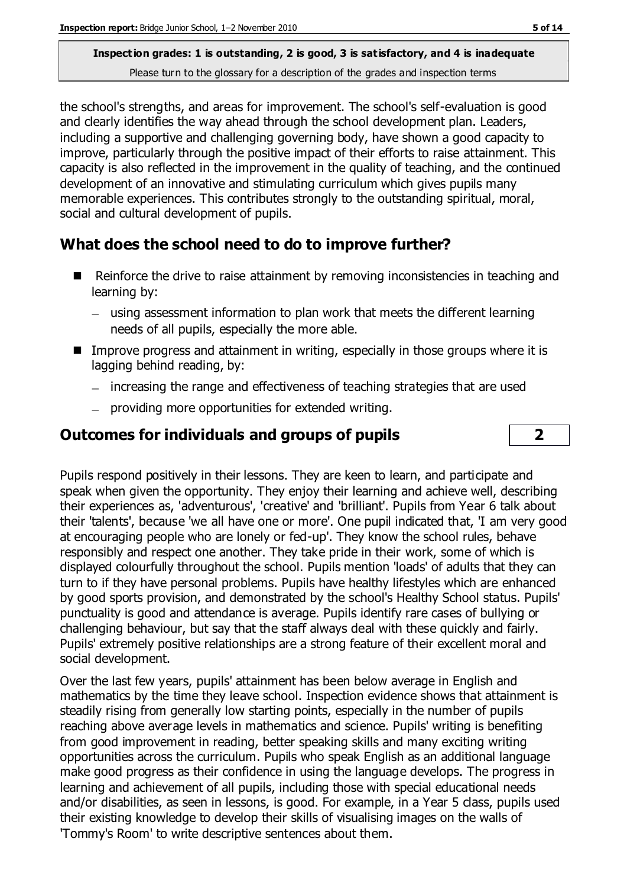the school's strengths, and areas for improvement. The school's self-evaluation is good and clearly identifies the way ahead through the school development plan. Leaders, including a supportive and challenging governing body, have shown a good capacity to improve, particularly through the positive impact of their efforts to raise attainment. This capacity is also reflected in the improvement in the quality of teaching, and the continued development of an innovative and stimulating curriculum which gives pupils many memorable experiences. This contributes strongly to the outstanding spiritual, moral, social and cultural development of pupils.

## What does the school need to do to improve further?

- Reinforce the drive to raise attainment by removing inconsistencies in teaching and learning by:
  - using assessment information to plan work that meets the different learning needs of all pupils, especially the more able.
- Improve progress and attainment in writing, especially in those groups where it is lagging behind reading, by:
  - increasing the range and effectiveness of teaching strategies that are used
  - providing more opportunities for extended writing.

## Outcomes for individuals and groups of pupils **2**

Pupils respond positively in their lessons. They are keen to learn, and participate and speak when given the opportunity. They enjoy their learning and achieve well, describing their experiences as, 'adventurous', 'creative' and 'brilliant'. Pupils from Year 6 talk about their 'talents', because 'we all have one or more'. One pupil indicated that, 'I am very good at encouraging people who are lonely or fed-up'. They know the school rules, behave responsibly and respect one another. They take pride in their work, some of which is displayed colourfully throughout the school. Pupils mention 'loads' of adults that they can turn to if they have personal problems. Pupils have healthy lifestyles which are enhanced by good sports provision, and demonstrated by the school's Healthy School status. Pupils' punctuality is good and attendance is average. Pupils identify rare cases of bullying or challenging behaviour, but say that the staff always deal with these quickly and fairly. Pupils' extremely positive relationships are a strong feature of their excellent moral and social development.

Over the last few years, pupils' attainment has been below average in English and mathematics by the time they leave school. Inspection evidence shows that attainment is steadily rising from generally low starting points, especially in the number of pupils reaching above average levels in mathematics and science. Pupils' writing is benefiting from good improvement in reading, better speaking skills and many exciting writing opportunities across the curriculum. Pupils who speak English as an additional language make good progress as their confidence in using the language develops. The progress in learning and achievement of all pupils, including those with special educational needs and/or disabilities, as seen in lessons, is good. For example, in a Year 5 class, pupils used their existing knowledge to develop their skills of visualising images on the walls of 'Tommy's Room' to write descriptive sentences about them.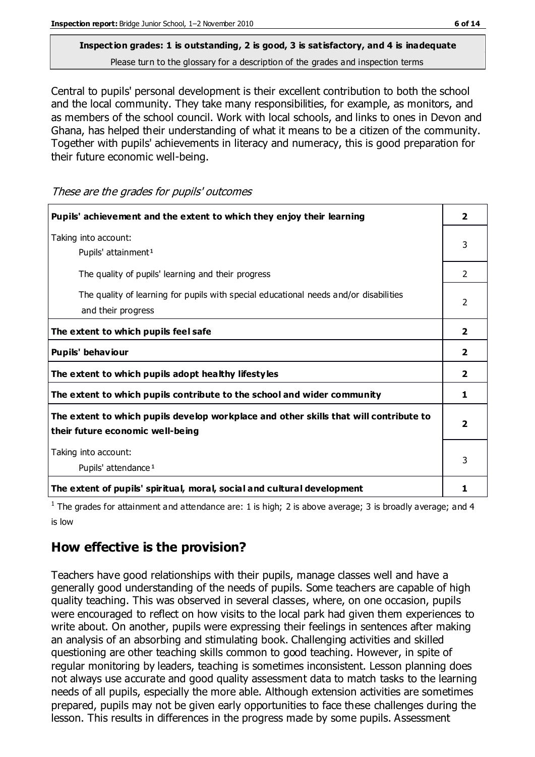**Inspection grades: 1 is outstanding, 2 is good, 3 is satisfactory, and 4 is inadequate**
Please turn to the glossary for a description of the grades and inspection terms

Central to pupils' personal development is their excellent contribution to both the school and the local community. They take many responsibilities, for example, as monitors, and as members of the school council. Work with local schools, and links to ones in Devon and Ghana, has helped their understanding of what it means to be a citizen of the community. Together with pupils' achievements in literacy and numeracy, this is good preparation for their future economic well-being.

*These are the grades for pupils' outcomes*

| | |
|---|---|
| **Pupils' achievement and the extent to which they enjoy their learning** | **2** |
| Taking into account:<br>Pupils' attainment[1] | 3 |
| The quality of pupils' learning and their progress | 2 |
| The quality of learning for pupils with special educational needs and/or disabilities and their progress | 2 |
| **The extent to which pupils feel safe** | **2** |
| **Pupils' behaviour** | **2** |
| **The extent to which pupils adopt healthy lifestyles** | **2** |
| **The extent to which pupils contribute to the school and wider community** | **1** |
| **The extent to which pupils develop workplace and other skills that will contribute to their future economic well-being** | **2** |
| Taking into account:<br>Pupils' attendance[1] | 3 |
| **The extent of pupils' spiritual, moral, social and cultural development** | **1** |

[1] The grades for attainment and attendance are: 1 is high; 2 is above average; 3 is broadly average; and 4 is low

## How effective is the provision?

Teachers have good relationships with their pupils, manage classes well and have a generally good understanding of the needs of pupils. Some teachers are capable of high quality teaching. This was observed in several classes, where, on one occasion, pupils were encouraged to reflect on how visits to the local park had given them experiences to write about. On another, pupils were expressing their feelings in sentences after making an analysis of an absorbing and stimulating book. Challenging activities and skilled questioning are other teaching skills common to good teaching. However, in spite of regular monitoring by leaders, teaching is sometimes inconsistent. Lesson planning does not always use accurate and good quality assessment data to match tasks to the learning needs of all pupils, especially the more able. Although extension activities are sometimes prepared, pupils may not be given early opportunities to face these challenges during the lesson. This results in differences in the progress made by some pupils. Assessment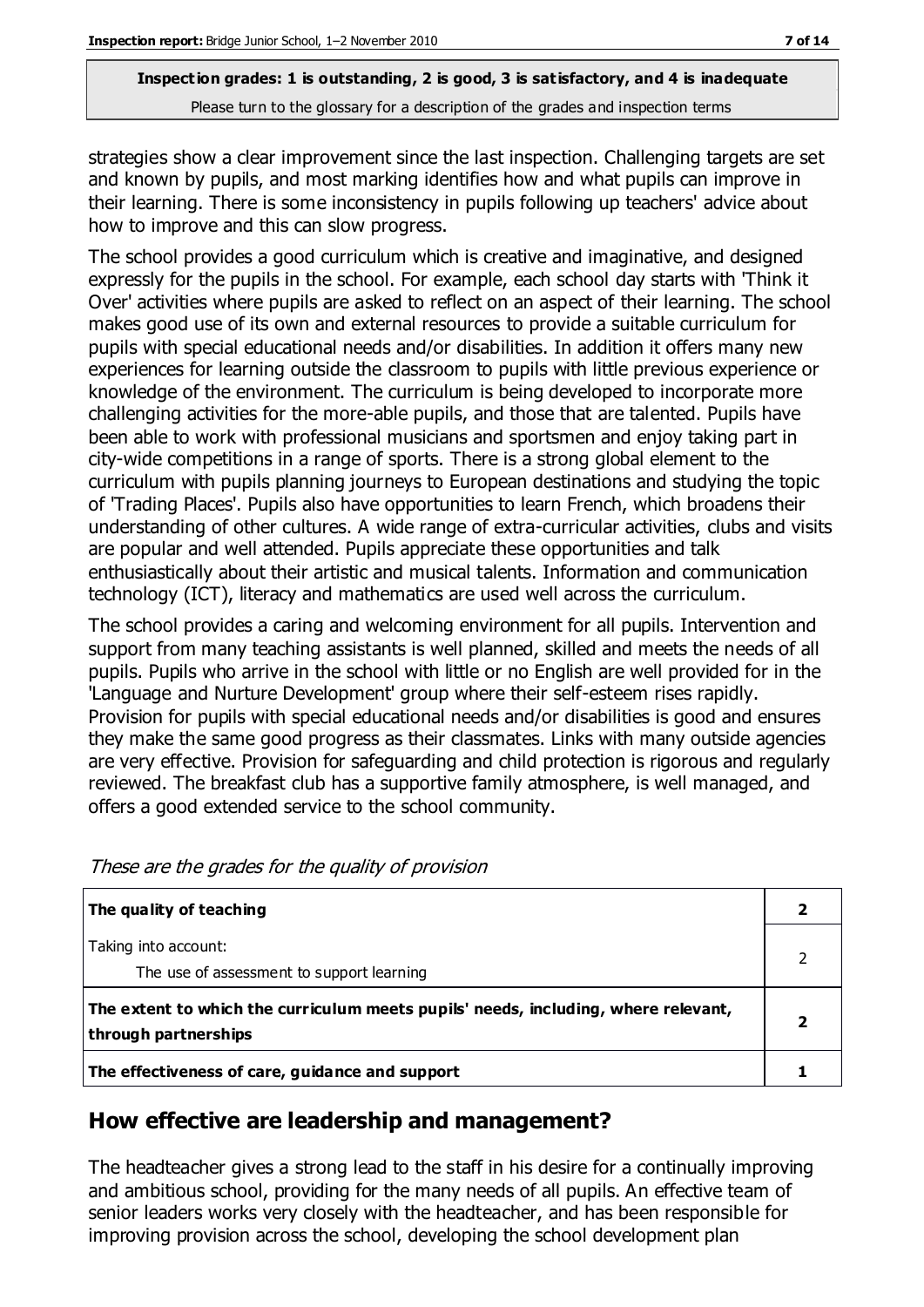strategies show a clear improvement since the last inspection. Challenging targets are set and known by pupils, and most marking identifies how and what pupils can improve in their learning. There is some inconsistency in pupils following up teachers' advice about how to improve and this can slow progress.

The school provides a good curriculum which is creative and imaginative, and designed expressly for the pupils in the school. For example, each school day starts with 'Think it Over' activities where pupils are asked to reflect on an aspect of their learning. The school makes good use of its own and external resources to provide a suitable curriculum for pupils with special educational needs and/or disabilities. In addition it offers many new experiences for learning outside the classroom to pupils with little previous experience or knowledge of the environment. The curriculum is being developed to incorporate more challenging activities for the more-able pupils, and those that are talented. Pupils have been able to work with professional musicians and sportsmen and enjoy taking part in city-wide competitions in a range of sports. There is a strong global element to the curriculum with pupils planning journeys to European destinations and studying the topic of 'Trading Places'. Pupils also have opportunities to learn French, which broadens their understanding of other cultures. A wide range of extra-curricular activities, clubs and visits are popular and well attended. Pupils appreciate these opportunities and talk enthusiastically about their artistic and musical talents. Information and communication technology (ICT), literacy and mathematics are used well across the curriculum.

The school provides a caring and welcoming environment for all pupils. Intervention and support from many teaching assistants is well planned, skilled and meets the needs of all pupils. Pupils who arrive in the school with little or no English are well provided for in the 'Language and Nurture Development' group where their self-esteem rises rapidly. Provision for pupils with special educational needs and/or disabilities is good and ensures they make the same good progress as their classmates. Links with many outside agencies are very effective. Provision for safeguarding and child protection is rigorous and regularly reviewed. The breakfast club has a supportive family atmosphere, is well managed, and offers a good extended service to the school community.

*These are the grades for the quality of provision*

| | |
|---|---|
| **The quality of teaching** | **2** |
| Taking into account:<br>The use of assessment to support learning | 2 |
| **The extent to which the curriculum meets pupils' needs, including, where relevant, through partnerships** | **2** |
| **The effectiveness of care, guidance and support** | **1** |

## How effective are leadership and management?

The headteacher gives a strong lead to the staff in his desire for a continually improving and ambitious school, providing for the many needs of all pupils. An effective team of senior leaders works very closely with the headteacher, and has been responsible for improving provision across the school, developing the school development plan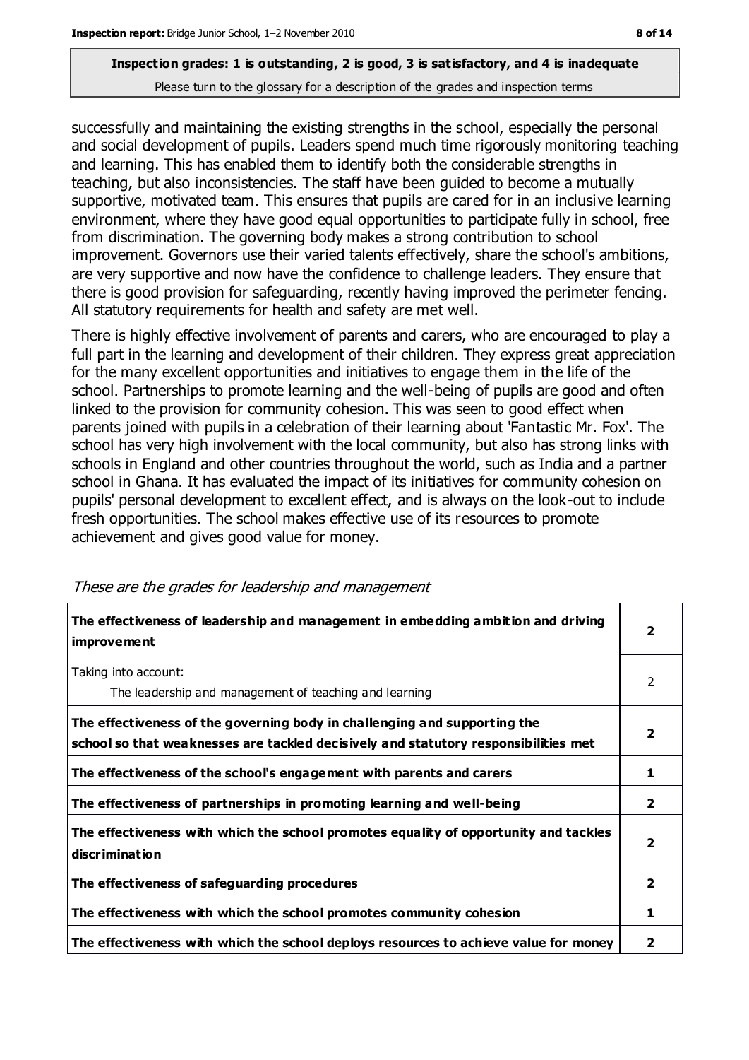**Inspection grades: 1 is outstanding, 2 is good, 3 is satisfactory, and 4 is inadequate**
Please turn to the glossary for a description of the grades and inspection terms

successfully and maintaining the existing strengths in the school, especially the personal and social development of pupils. Leaders spend much time rigorously monitoring teaching and learning. This has enabled them to identify both the considerable strengths in teaching, but also inconsistencies. The staff have been guided to become a mutually supportive, motivated team. This ensures that pupils are cared for in an inclusive learning environment, where they have good equal opportunities to participate fully in school, free from discrimination. The governing body makes a strong contribution to school improvement. Governors use their varied talents effectively, share the school's ambitions, are very supportive and now have the confidence to challenge leaders. They ensure that there is good provision for safeguarding, recently having improved the perimeter fencing. All statutory requirements for health and safety are met well.

There is highly effective involvement of parents and carers, who are encouraged to play a full part in the learning and development of their children. They express great appreciation for the many excellent opportunities and initiatives to engage them in the life of the school. Partnerships to promote learning and the well-being of pupils are good and often linked to the provision for community cohesion. This was seen to good effect when parents joined with pupils in a celebration of their learning about 'Fantastic Mr. Fox'. The school has very high involvement with the local community, but also has strong links with schools in England and other countries throughout the world, such as India and a partner school in Ghana. It has evaluated the impact of its initiatives for community cohesion on pupils' personal development to excellent effect, and is always on the look-out to include fresh opportunities. The school makes effective use of its resources to promote achievement and gives good value for money.

*These are the grades for leadership and management*

| | |
|---|---|
| **The effectiveness of leadership and management in embedding ambition and driving improvement** | **2** |
| Taking into account: The leadership and management of teaching and learning | 2 |
| **The effectiveness of the governing body in challenging and supporting the school so that weaknesses are tackled decisively and statutory responsibilities met** | **2** |
| **The effectiveness of the school's engagement with parents and carers** | **1** |
| **The effectiveness of partnerships in promoting learning and well-being** | **2** |
| **The effectiveness with which the school promotes equality of opportunity and tackles discrimination** | **2** |
| **The effectiveness of safeguarding procedures** | **2** |
| **The effectiveness with which the school promotes community cohesion** | **1** |
| **The effectiveness with which the school deploys resources to achieve value for money** | **2** |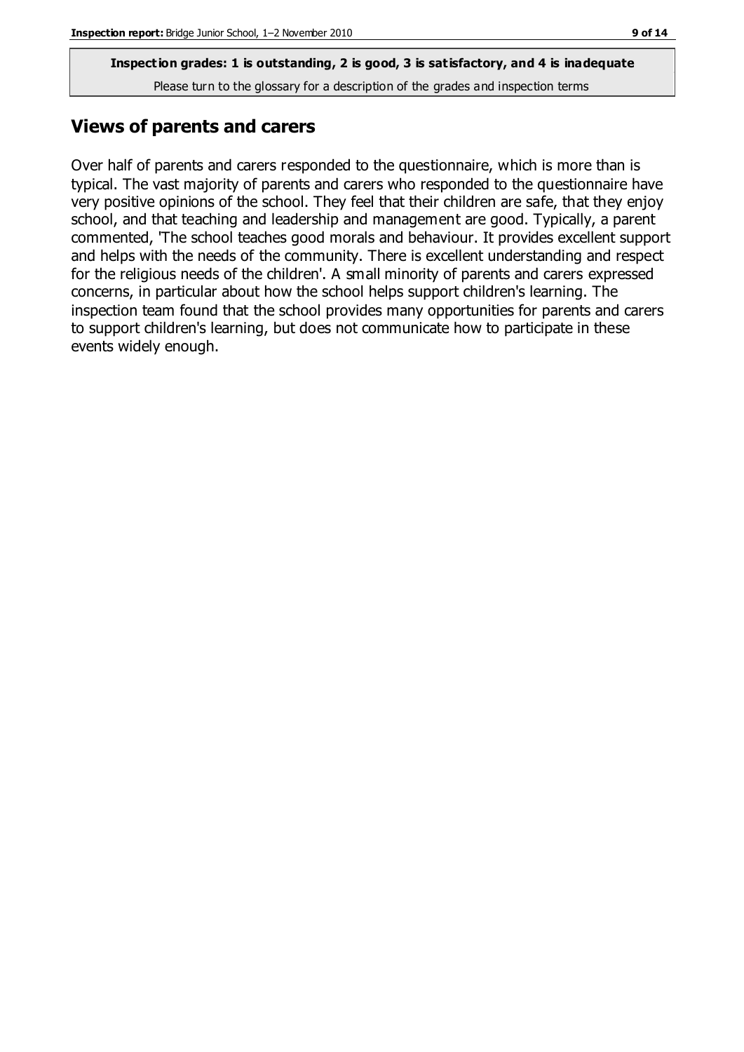**Inspection grades: 1 is outstanding, 2 is good, 3 is satisfactory, and 4 is inadequate**
Please turn to the glossary for a description of the grades and inspection terms

## Views of parents and carers

Over half of parents and carers responded to the questionnaire, which is more than is typical. The vast majority of parents and carers who responded to the questionnaire have very positive opinions of the school. They feel that their children are safe, that they enjoy school, and that teaching and leadership and management are good. Typically, a parent commented, 'The school teaches good morals and behaviour. It provides excellent support and helps with the needs of the community. There is excellent understanding and respect for the religious needs of the children'. A small minority of parents and carers expressed concerns, in particular about how the school helps support children's learning. The inspection team found that the school provides many opportunities for parents and carers to support children's learning, but does not communicate how to participate in these events widely enough.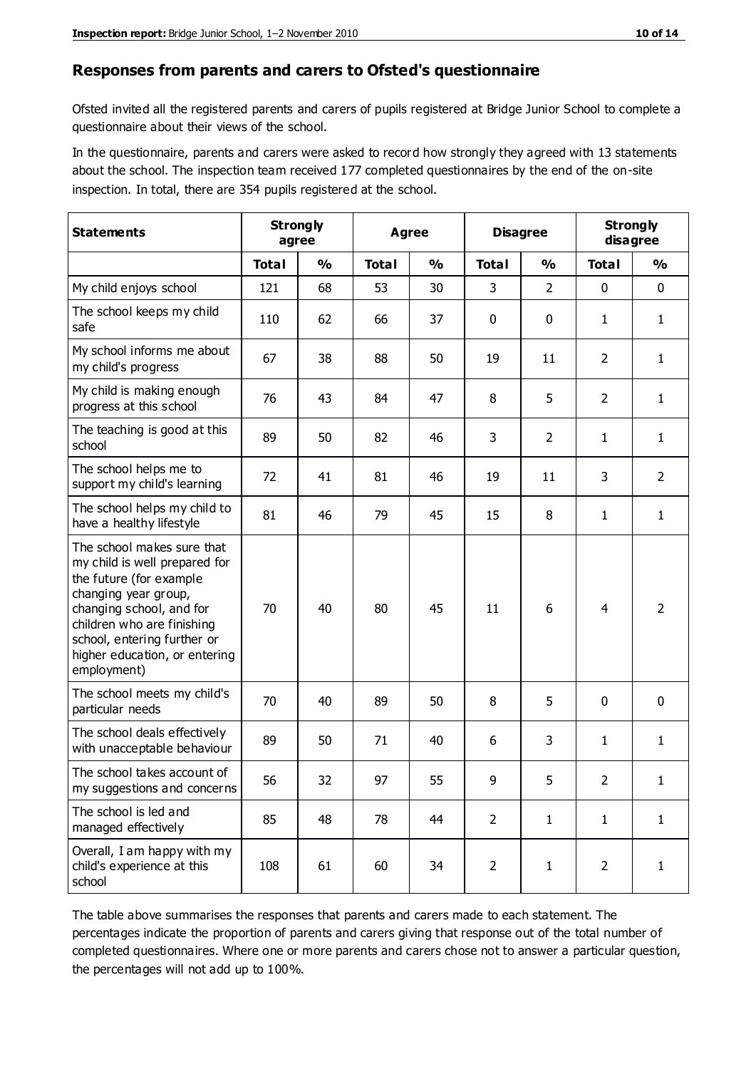## Responses from parents and carers to Ofsted's questionnaire

Ofsted invited all the registered parents and carers of pupils registered at Bridge Junior School to complete a questionnaire about their views of the school.

In the questionnaire, parents and carers were asked to record how strongly they agreed with 13 statements about the school. The inspection team received 177 completed questionnaires by the end of the on-site inspection. In total, there are 354 pupils registered at the school.

| Statements | Strongly agree | | Agree | | Disagree | | Strongly disagree | |
|---|---|---|---|---|---|---|---|---|
| | Total | % | Total | % | Total | % | Total | % |
| My child enjoys school | 121 | 68 | 53 | 30 | 3 | 2 | 0 | 0 |
| The school keeps my child safe | 110 | 62 | 66 | 37 | 0 | 0 | 1 | 1 |
| My school informs me about my child's progress | 67 | 38 | 88 | 50 | 19 | 11 | 2 | 1 |
| My child is making enough progress at this school | 76 | 43 | 84 | 47 | 8 | 5 | 2 | 1 |
| The teaching is good at this school | 89 | 50 | 82 | 46 | 3 | 2 | 1 | 1 |
| The school helps me to support my child's learning | 72 | 41 | 81 | 46 | 19 | 11 | 3 | 2 |
| The school helps my child to have a healthy lifestyle | 81 | 46 | 79 | 45 | 15 | 8 | 1 | 1 |
| The school makes sure that my child is well prepared for the future (for example changing year group, changing school, and for children who are finishing school, entering further or higher education, or entering employment) | 70 | 40 | 80 | 45 | 11 | 6 | 4 | 2 |
| The school meets my child's particular needs | 70 | 40 | 89 | 50 | 8 | 5 | 0 | 0 |
| The school deals effectively with unacceptable behaviour | 89 | 50 | 71 | 40 | 6 | 3 | 1 | 1 |
| The school takes account of my suggestions and concerns | 56 | 32 | 97 | 55 | 9 | 5 | 2 | 1 |
| The school is led and managed effectively | 85 | 48 | 78 | 44 | 2 | 1 | 1 | 1 |
| Overall, I am happy with my child's experience at this school | 108 | 61 | 60 | 34 | 2 | 1 | 2 | 1 |

The table above summarises the responses that parents and carers made to each statement. The percentages indicate the proportion of parents and carers giving that response out of the total number of completed questionnaires. Where one or more parents and carers chose not to answer a particular question, the percentages will not add up to 100%.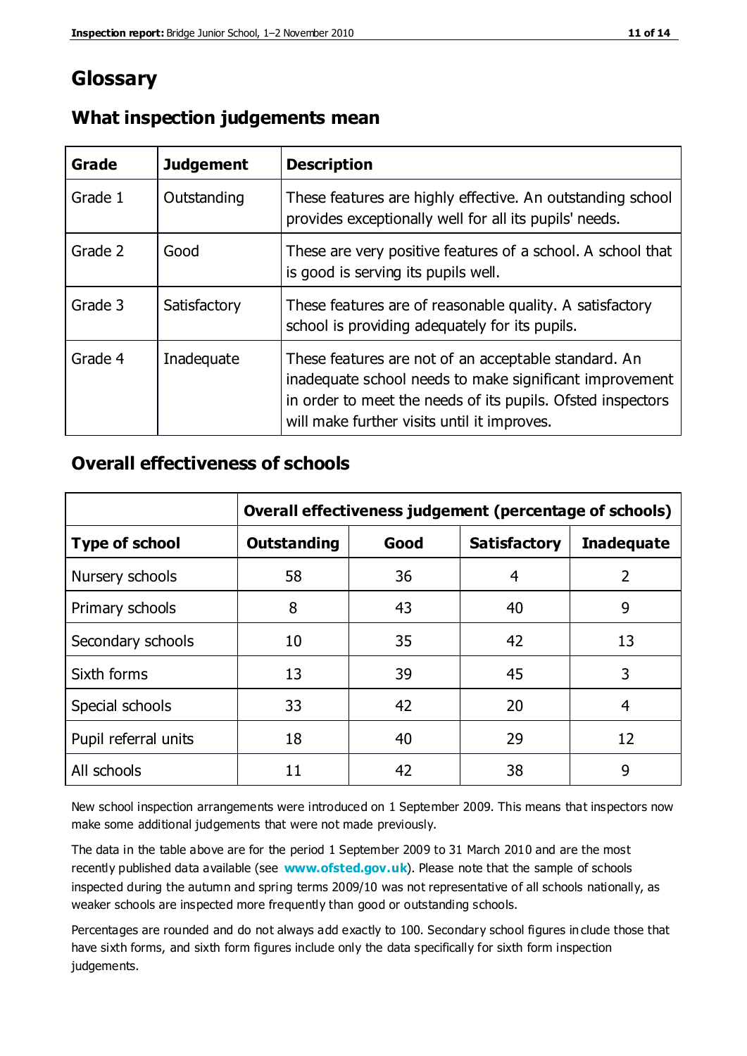# Glossary

## What inspection judgements mean

| Grade | Judgement | Description |
|---|---|---|
| Grade 1 | Outstanding | These features are highly effective. An outstanding school provides exceptionally well for all its pupils' needs. |
| Grade 2 | Good | These are very positive features of a school. A school that is good is serving its pupils well. |
| Grade 3 | Satisfactory | These features are of reasonable quality. A satisfactory school is providing adequately for its pupils. |
| Grade 4 | Inadequate | These features are not of an acceptable standard. An inadequate school needs to make significant improvement in order to meet the needs of its pupils. Ofsted inspectors will make further visits until it improves. |

## Overall effectiveness of schools

| | Overall effectiveness judgement (percentage of schools) | | | |
|---|---|---|---|---|
| **Type of school** | **Outstanding** | **Good** | **Satisfactory** | **Inadequate** |
| Nursery schools | 58 | 36 | 4 | 2 |
| Primary schools | 8 | 43 | 40 | 9 |
| Secondary schools | 10 | 35 | 42 | 13 |
| Sixth forms | 13 | 39 | 45 | 3 |
| Special schools | 33 | 42 | 20 | 4 |
| Pupil referral units | 18 | 40 | 29 | 12 |
| All schools | 11 | 42 | 38 | 9 |

New school inspection arrangements were introduced on 1 September 2009. This means that inspectors now make some additional judgements that were not made previously.

The data in the table above are for the period 1 September 2009 to 31 March 2010 and are the most recently published data available (see **www.ofsted.gov.uk**). Please note that the sample of schools inspected during the autumn and spring terms 2009/10 was not representative of all schools nationally, as weaker schools are inspected more frequently than good or outstanding schools.

Percentages are rounded and do not always add exactly to 100. Secondary school figures include those that have sixth forms, and sixth form figures include only the data specifically for sixth form inspection judgements.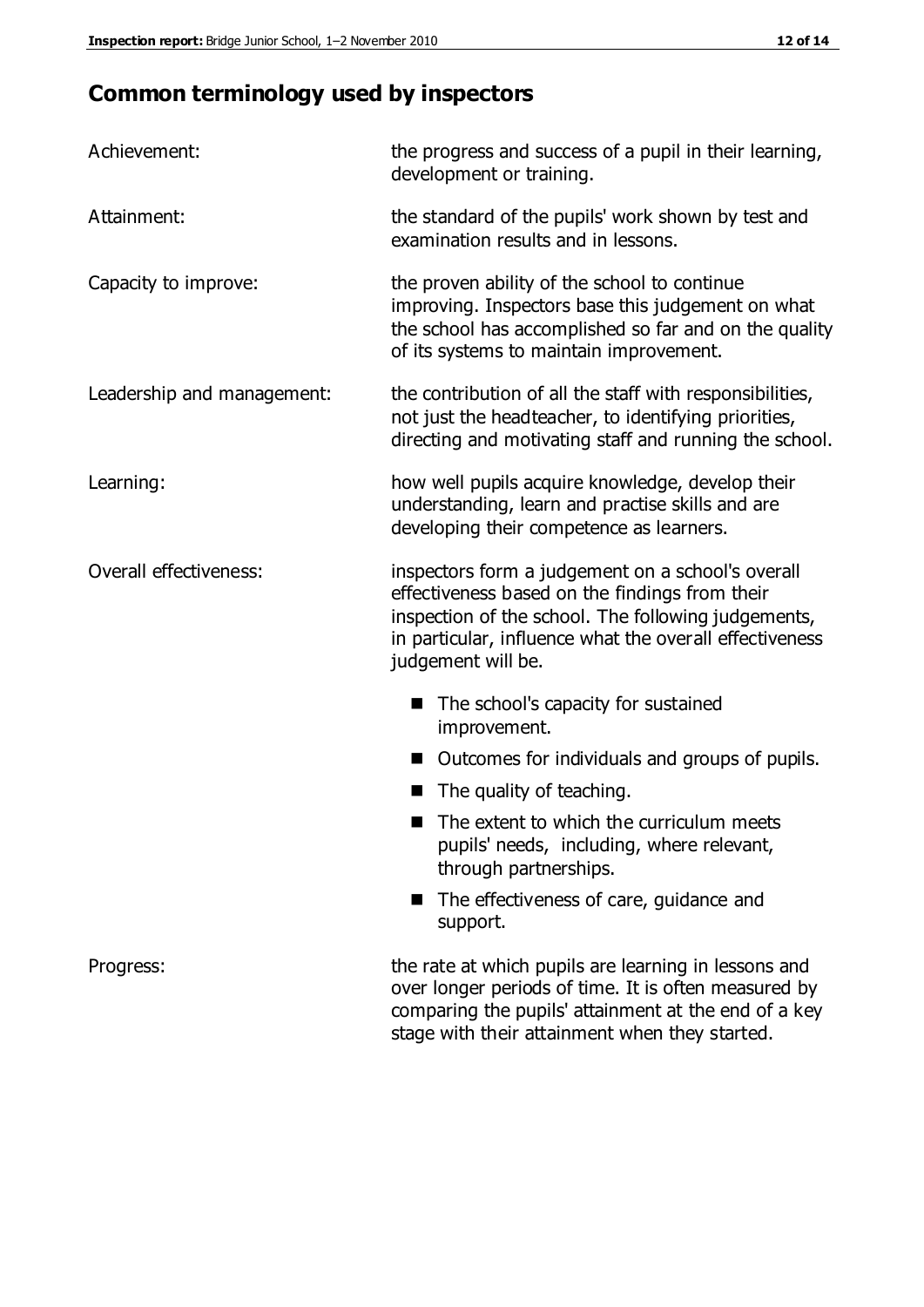# Common terminology used by inspectors

Achievement: the progress and success of a pupil in their learning, development or training.

Attainment: the standard of the pupils' work shown by test and examination results and in lessons.

Capacity to improve: the proven ability of the school to continue improving. Inspectors base this judgement on what the school has accomplished so far and on the quality of its systems to maintain improvement.

Leadership and management: the contribution of all the staff with responsibilities, not just the headteacher, to identifying priorities, directing and motivating staff and running the school.

Learning: how well pupils acquire knowledge, develop their understanding, learn and practise skills and are developing their competence as learners.

Overall effectiveness: inspectors form a judgement on a school's overall effectiveness based on the findings from their inspection of the school. The following judgements, in particular, influence what the overall effectiveness judgement will be.

- The school's capacity for sustained improvement.
- Outcomes for individuals and groups of pupils.
- The quality of teaching.
- The extent to which the curriculum meets pupils' needs, including, where relevant, through partnerships.
- The effectiveness of care, guidance and support.

Progress: the rate at which pupils are learning in lessons and over longer periods of time. It is often measured by comparing the pupils' attainment at the end of a key stage with their attainment when they started.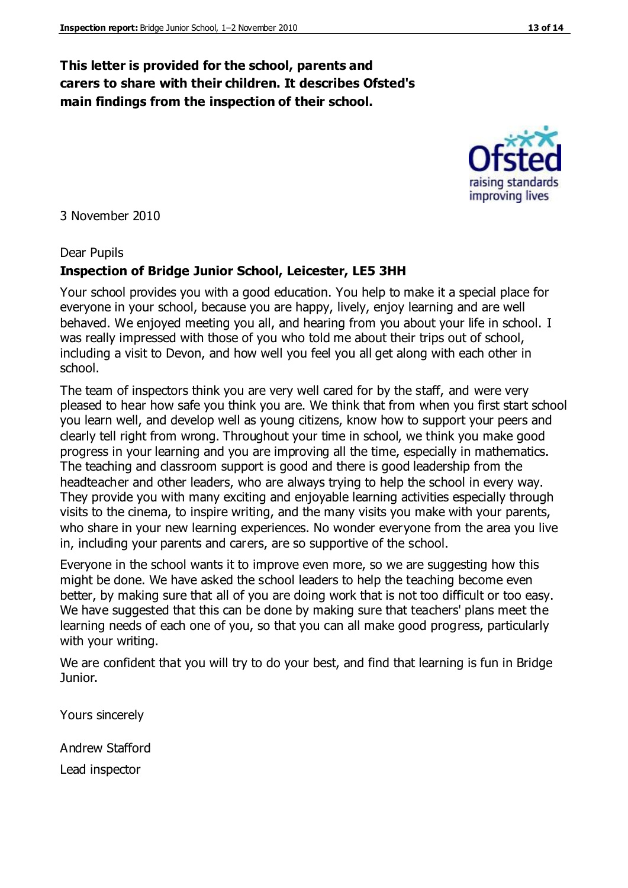**This letter is provided for the school, parents and carers to share with their children. It describes Ofsted's main findings from the inspection of their school.**

3 November 2010

Dear Pupils

**Inspection of Bridge Junior School, Leicester, LE5 3HH**

Your school provides you with a good education. You help to make it a special place for everyone in your school, because you are happy, lively, enjoy learning and are well behaved. We enjoyed meeting you all, and hearing from you about your life in school. I was really impressed with those of you who told me about their trips out of school, including a visit to Devon, and how well you feel you all get along with each other in school.

The team of inspectors think you are very well cared for by the staff, and were very pleased to hear how safe you think you are. We think that from when you first start school you learn well, and develop well as young citizens, know how to support your peers and clearly tell right from wrong. Throughout your time in school, we think you make good progress in your learning and you are improving all the time, especially in mathematics. The teaching and classroom support is good and there is good leadership from the headteacher and other leaders, who are always trying to help the school in every way. They provide you with many exciting and enjoyable learning activities especially through visits to the cinema, to inspire writing, and the many visits you make with your parents, who share in your new learning experiences. No wonder everyone from the area you live in, including your parents and carers, are so supportive of the school.

Everyone in the school wants it to improve even more, so we are suggesting how this might be done. We have asked the school leaders to help the teaching become even better, by making sure that all of you are doing work that is not too difficult or too easy. We have suggested that this can be done by making sure that teachers' plans meet the learning needs of each one of you, so that you can all make good progress, particularly with your writing.

We are confident that you will try to do your best, and find that learning is fun in Bridge Junior.

Yours sincerely

Andrew Stafford

Lead inspector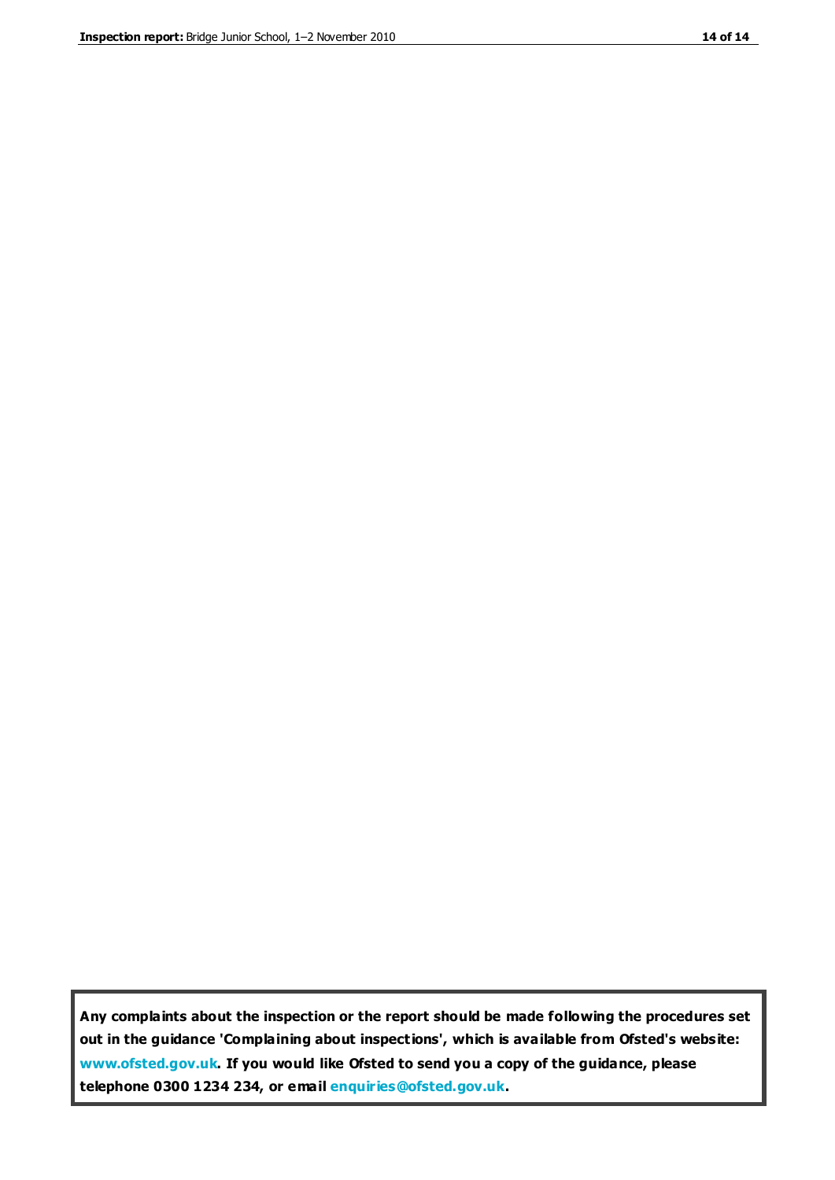**Any complaints about the inspection or the report should be made following the procedures set out in the guidance 'Complaining about inspections', which is available from Ofsted's website: www.ofsted.gov.uk. If you would like Ofsted to send you a copy of the guidance, please telephone 0300 1234 234, or email enquiries@ofsted.gov.uk.**